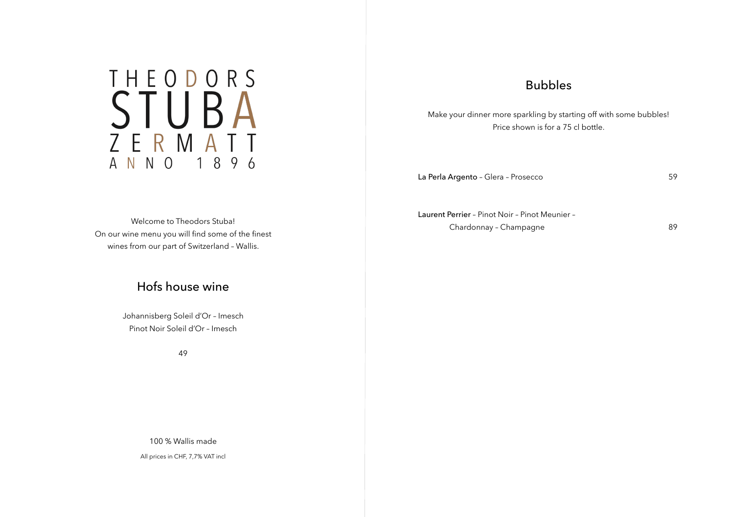# THEODORS STUBA ZERMATT ANNO 1896

Welcome to Theodors Stuba!
On our wine menu you will find some of the finest wines from our part of Switzerland – Wallis.

## Hofs house wine

Johannisberg Soleil d'Or – Imesch
Pinot Noir Soleil d'Or – Imesch

49

100 % Wallis made

All prices in CHF, 7,7% VAT incl

## Bubbles

Make your dinner more sparkling by starting off with some bubbles!
Price shown is for a 75 cl bottle.

La Perla Argento – Glera – Prosecco 59

Laurent Perrier – Pinot Noir – Pinot Meunier – Chardonnay – Champagne 89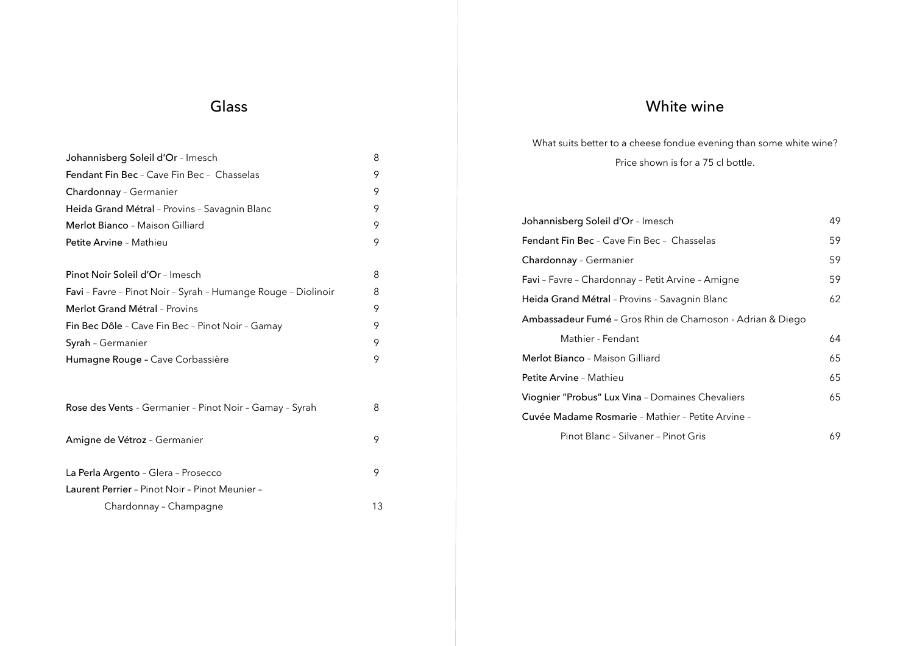## Glass

| Wine | Price |
|---|---|
| **Johannisberg Soleil d'Or** – Imesch | 8 |
| **Fendant Fin Bec** – Cave Fin Bec – Chasselas | 9 |
| **Chardonnay** – Germanier | 9 |
| **Heida Grand Métral** – Provins – Savagnin Blanc | 9 |
| **Merlot Bianco** – Maison Gilliard | 9 |
| **Petite Arvine** – Mathieu | 9 |
| **Pinot Noir Soleil d'Or** – Imesch | 8 |
| **Favi** – Favre – Pinot Noir – Syrah – Humange Rouge – Diolinoir | 8 |
| **Merlot Grand Métral** – Provins | 9 |
| **Fin Bec Dôle** – Cave Fin Bec – Pinot Noir – Gamay | 9 |
| **Syrah** – Germanier | 9 |
| **Humagne Rouge** – Cave Corbassière | 9 |
| **Rose des Vents** – Germanier – Pinot Noir – Gamay – Syrah | 8 |
| **Amigne de Vétroz** – Germanier | 9 |
| **La Perla Argento** – Glera – Prosecco | 9 |
| **Laurent Perrier** – Pinot Noir – Pinot Meunier – Chardonnay – Champagne | 13 |

## White wine

What suits better to a cheese fondue evening than some white wine?

Price shown is for a 75 cl bottle.

| Wine | Price |
|---|---|
| **Johannisberg Soleil d'Or** – Imesch | 49 |
| **Fendant Fin Bec** – Cave Fin Bec – Chasselas | 59 |
| **Chardonnay** – Germanier | 59 |
| **Favi** – Favre – Chardonnay – Petit Arvine – Amigne | 59 |
| **Heida Grand Métral** – Provins – Savagnin Blanc | 62 |
| **Ambassadeur Fumé** – Gros Rhin de Chamoson - Adrian & Diego Mathier - Fendant | 64 |
| **Merlot Bianco** – Maison Gilliard | 65 |
| **Petite Arvine** – Mathieu | 65 |
| **Viognier "Probus" Lux Vina** – Domaines Chevaliers | 65 |
| **Cuvée Madame Rosmarie** – Mathier – Petite Arvine – Pinot Blanc – Silvaner – Pinot Gris | 69 |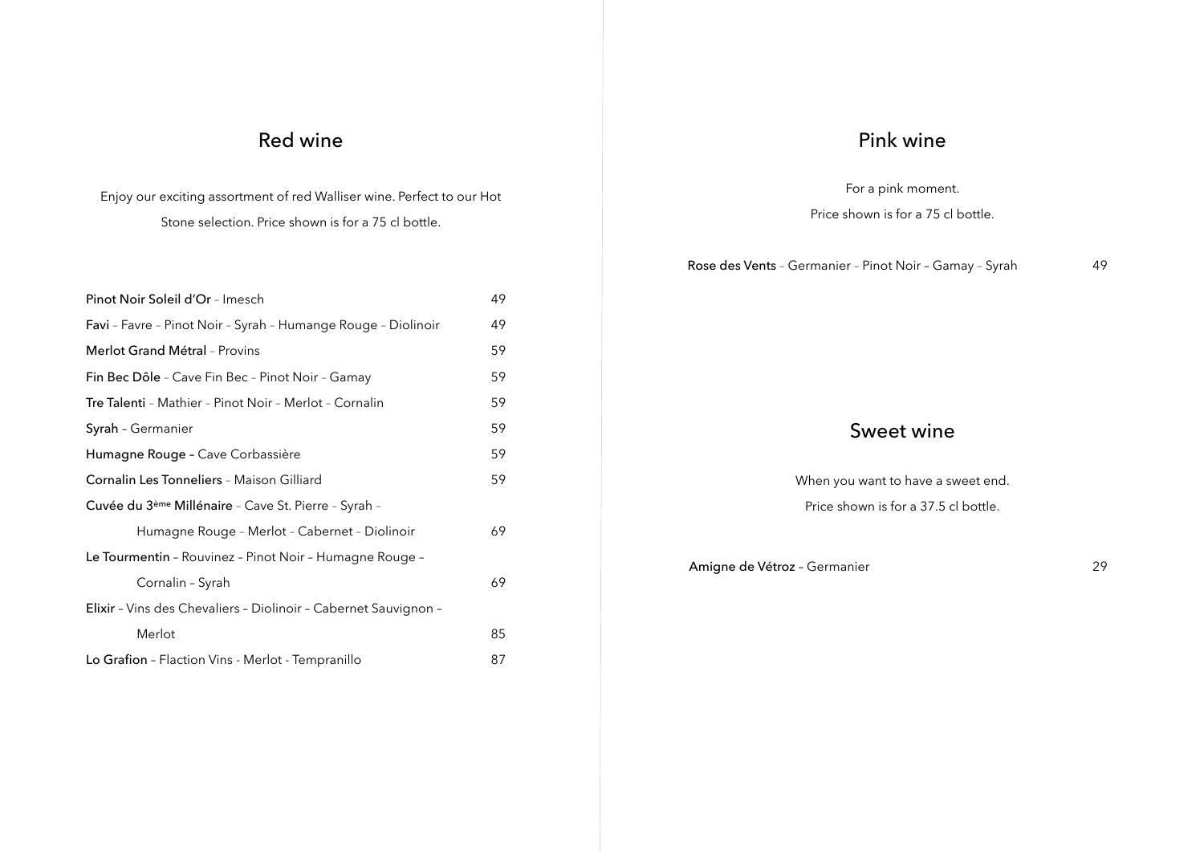## Red wine

Enjoy our exciting assortment of red Walliser wine. Perfect to our Hot Stone selection. Price shown is for a 75 cl bottle.

| | |
|---|---|
| **Pinot Noir Soleil d'Or** – Imesch | 49 |
| **Favi** – Favre – Pinot Noir – Syrah – Humange Rouge – Diolinoir | 49 |
| **Merlot Grand Métral** – Provins | 59 |
| **Fin Bec Dôle** – Cave Fin Bec – Pinot Noir – Gamay | 59 |
| **Tre Talenti** – Mathier – Pinot Noir – Merlot – Cornalin | 59 |
| **Syrah** – Germanier | 59 |
| **Humagne Rouge** – Cave Corbassière | 59 |
| **Cornalin Les Tonneliers** – Maison Gilliard | 59 |
| **Cuvée du 3ème Millénaire** – Cave St. Pierre – Syrah – Humagne Rouge – Merlot – Cabernet – Diolinoir | 69 |
| **Le Tourmentin** – Rouvinez – Pinot Noir – Humagne Rouge – Cornalin – Syrah | 69 |
| **Elixir** – Vins des Chevaliers – Diolinoir – Cabernet Sauvignon – Merlot | 85 |
| **Lo Grafion** – Flaction Vins - Merlot - Tempranillo | 87 |

## Pink wine

For a pink moment.

Price shown is for a 75 cl bottle.

| | |
|---|---|
| **Rose des Vents** – Germanier – Pinot Noir – Gamay – Syrah | 49 |

## Sweet wine

When you want to have a sweet end.

Price shown is for a 37.5 cl bottle.

| | |
|---|---|
| **Amigne de Vétroz** – Germanier | 29 |